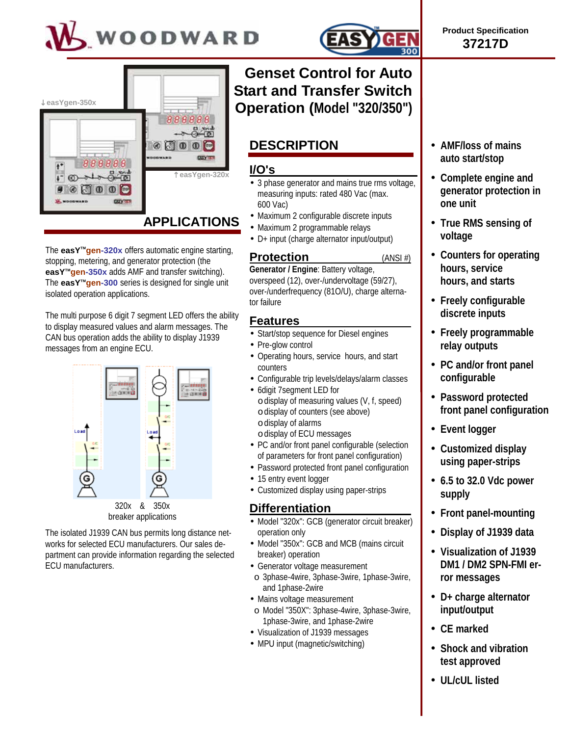Product Specification
**37217D**

# Genset Control for Auto Start and Transfer Switch Operation (Model "320/350")

easYgen-350x

easYgen-320x

## APPLICATIONS

The **easY™gen-320x** offers automatic engine starting, stopping, metering, and generator protection (the **easY™gen-350x** adds AMF and transfer switching). The **easY™gen-300** series is designed for single unit isolated operation applications.

The multi purpose 6 digit 7 segment LED offers the ability to display measured values and alarm messages. The CAN bus operation adds the ability to display J1939 messages from an engine ECU.

320x & 350x
breaker applications

The isolated J1939 CAN bus permits long distance networks for selected ECU manufacturers. Our sales department can provide information regarding the selected ECU manufacturers.

## DESCRIPTION

### I/O's

- 3 phase generator and mains true rms voltage, measuring inputs: rated 480 Vac (max. 600 Vac)
- Maximum 2 configurable discrete inputs
- Maximum 2 programmable relays
- D+ input (charge alternator input/output)

### Protection (ANSI #)

**Generator / Engine**: Battery voltage, overspeed (12), over-/undervoltage (59/27), over-/underfrequency (81O/U), charge alternator failure

### Features

- Start/stop sequence for Diesel engines
- Pre-glow control
- Operating hours, service hours, and start counters
- Configurable trip levels/delays/alarm classes
- 6digit 7segment LED for
  - o display of measuring values (V, f, speed)
  - o display of counters (see above)
  - o display of alarms
  - o display of ECU messages
- PC and/or front panel configurable (selection of parameters for front panel configuration)
- Password protected front panel configuration
- 15 entry event logger
- Customized display using paper-strips

### Differentiation

- Model "320x": GCB (generator circuit breaker) operation only
- Model "350x": GCB and MCB (mains circuit breaker) operation
- Generator voltage measurement
  - o 3phase-4wire, 3phase-3wire, 1phase-3wire, and 1phase-2wire
- Mains voltage measurement
  - o Model "350X": 3phase-4wire, 3phase-3wire, 1phase-3wire, and 1phase-2wire
- Visualization of J1939 messages
- MPU input (magnetic/switching)

---

- **AMF/loss of mains auto start/stop**
- **Complete engine and generator protection in one unit**
- **True RMS sensing of voltage**
- **Counters for operating hours, service hours, and starts**
- **Freely configurable discrete inputs**
- **Freely programmable relay outputs**
- **PC and/or front panel configurable**
- **Password protected front panel configuration**
- **Event logger**
- **Customized display using paper-strips**
- **6.5 to 32.0 Vdc power supply**
- **Front panel-mounting**
- **Display of J1939 data**
- **Visualization of J1939 DM1 / DM2 SPN-FMI error messages**
- **D+ charge alternator input/output**
- **CE marked**
- **Shock and vibration test approved**
- **UL/cUL listed**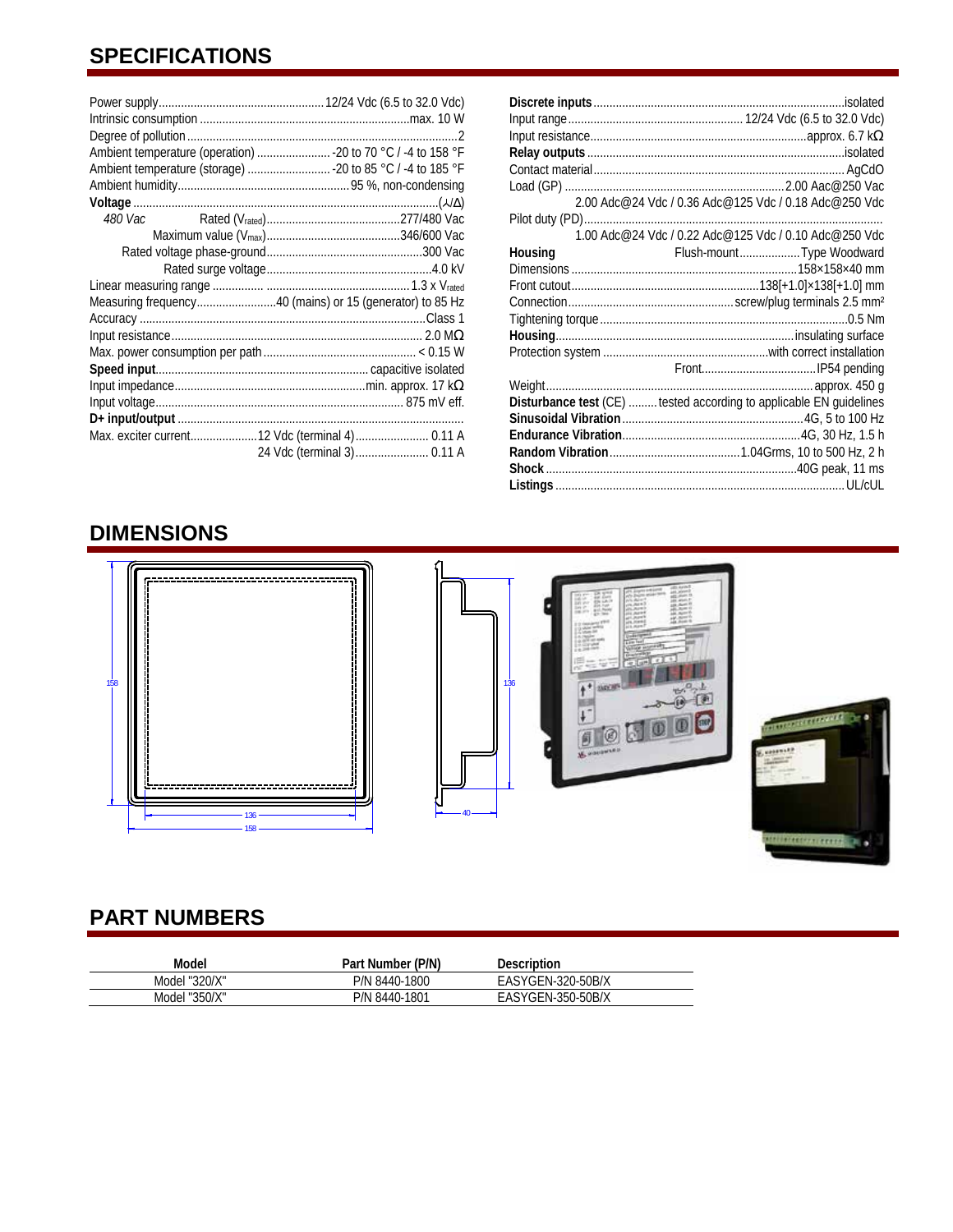## SPECIFICATIONS

Power supply ........ 12/24 Vdc (6.5 to 32.0 Vdc)
Intrinsic consumption ........ max. 10 W
Degree of pollution ........ 2
Ambient temperature (operation) ........ -20 to 70 °C / -4 to 158 °F
Ambient temperature (storage) ........ -20 to 85 °C / -4 to 185 °F
Ambient humidity ........ 95 %, non-condensing

**Voltage** ........ (⅄/Δ)

*480 Vac* Rated ($V_{rated}$) ........ 277/480 Vac
Maximum value ($V_{max}$) ........ 346/600 Vac
Rated voltage phase-ground ........ 300 Vac
Rated surge voltage ........ 4.0 kV

Linear measuring range ........ 1.3 x $V_{rated}$
Measuring frequency ........ 40 (mains) or 15 (generator) to 85 Hz
Accuracy ........ Class 1
Input resistance ........ 2.0 MΩ
Max. power consumption per path ........ < 0.15 W

**Speed input** ........ capacitive isolated
Input impedance ........ min. approx. 17 kΩ
Input voltage ........ 875 mV eff.

**D+ input/output** ........
Max. exciter current ........ 12 Vdc (terminal 4) ........ 0.11 A
24 Vdc (terminal 3) ........ 0.11 A

**Discrete inputs** ........ isolated
Input range ........ 12/24 Vdc (6.5 to 32.0 Vdc)
Input resistance ........ approx. 6.7 kΩ

**Relay outputs** ........ isolated
Contact material ........ AgCdO
Load (GP) ........ 2.00 Aac@250 Vac
2.00 Adc@24 Vdc / 0.36 Adc@125 Vdc / 0.18 Adc@250 Vdc
Pilot duty (PD) ........
1.00 Adc@24 Vdc / 0.22 Adc@125 Vdc / 0.10 Adc@250 Vdc

**Housing** Flush-mount ........ Type Woodward
Dimensions ........ 158×158×40 mm
Front cutout ........ 138[+1.0]×138[+1.0] mm
Connection ........ screw/plug terminals 2.5 mm²
Tightening torque ........ 0.5 Nm

**Housing** ........ insulating surface
Protection system ........ with correct installation
Front ........ IP54 pending

Weight ........ approx. 450 g

**Disturbance test** (CE) ........ tested according to applicable EN guidelines
**Sinusoidal Vibration** ........ 4G, 5 to 100 Hz
**Endurance Vibration** ........ 4G, 30 Hz, 1.5 h
**Random Vibration** ........ 1.04Grms, 10 to 500 Hz, 2 h
**Shock** ........ 40G peak, 11 ms
**Listings** ........ UL/cUL

## DIMENSIONS

158 / 136 / 158 / 136 / 40

## PART NUMBERS

| Model | Part Number (P/N) | Description |
|---|---|---|
| Model "320/X" | P/N 8440-1800 | EASYGEN-320-50B/X |
| Model "350/X" | P/N 8440-1801 | EASYGEN-350-50B/X |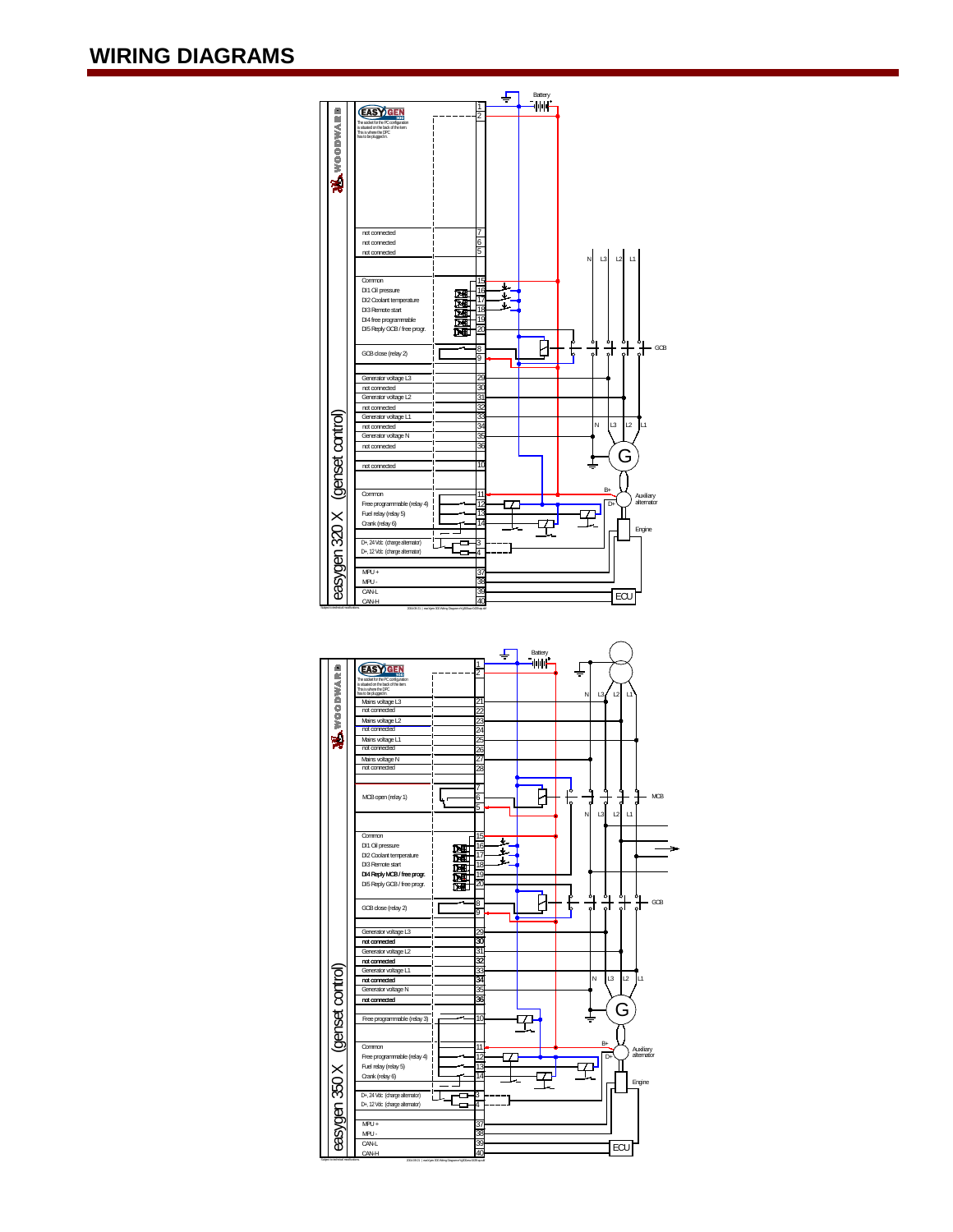# WIRING DIAGRAMS

easYgen 320 X (genset control)

| Terminal | Function |
| --- | --- |
| 1 | |
| 2 | |
| 7 | not connected |
| 6 | not connected |
| 5 | not connected |
| 15 | Common |
| 16 | DI1 Oil pressure |
| 17 | DI2 Coolant temperature |
| 18 | DI3 Remote start |
| 19 | DI4 free programmable |
| 20 | DI5 Reply GCB / free progr. |
| 8, 9 | GCB close (relay 2) |
| 29 | Generator voltage L3 |
| 30 | not connected |
| 31 | Generator voltage L2 |
| 32 | not connected |
| 33 | Generator voltage L1 |
| 34 | not connected |
| 35 | Generator voltage N |
| 36 | not connected |
| 10 | not connected |
| 11 | Common |
| 12 | Free programmable (relay 4) |
| 13 | Fuel relay (relay 5) |
| 14 | Crank (relay 6) |
| 3 | D+, 24 Vdc (charge alternator) |
| 4 | D+, 12 Vdc (charge alternator) |
| 37 | MPU + |
| 38 | MPU - |
| 39 | CAN-L |
| 40 | CAN-H |

easYgen 350 X (genset control)

| Terminal | Function |
| --- | --- |
| 1 | |
| 2 | |
| 21 | Mains voltage L3 |
| 22 | not connected |
| 23 | Mains voltage L2 |
| 24 | not connected |
| 25 | Mains voltage L1 |
| 26 | not connected |
| 27 | Mains voltage N |
| 28 | not connected |
| 7, 6, 5 | MCB open (relay 1) |
| 15 | Common |
| 16 | DI1 Oil pressure |
| 17 | DI2 Coolant temperature |
| 18 | DI3 Remote start |
| 19 | DI4 Reply MCB / free progr. |
| 20 | DI5 Reply GCB / free progr. |
| 8, 9 | GCB close (relay 2) |
| 29 | Generator voltage L3 |
| 30 | not connected |
| 31 | Generator voltage L2 |
| 32 | not connected |
| 33 | Generator voltage L1 |
| 34 | not connected |
| 35 | Generator voltage N |
| 36 | not connected |
| 10 | Free programmable (relay 3) |
| 11 | Common |
| 12 | Free programmable (relay 4) |
| 13 | Fuel relay (relay 5) |
| 14 | Crank (relay 6) |
| 3 | D+, 24 Vdc (charge alternator) |
| 4 | D+, 12 Vdc (charge alternator) |
| 37 | MPU + |
| 38 | MPU - |
| 39 | CAN-L |
| 40 | CAN-H |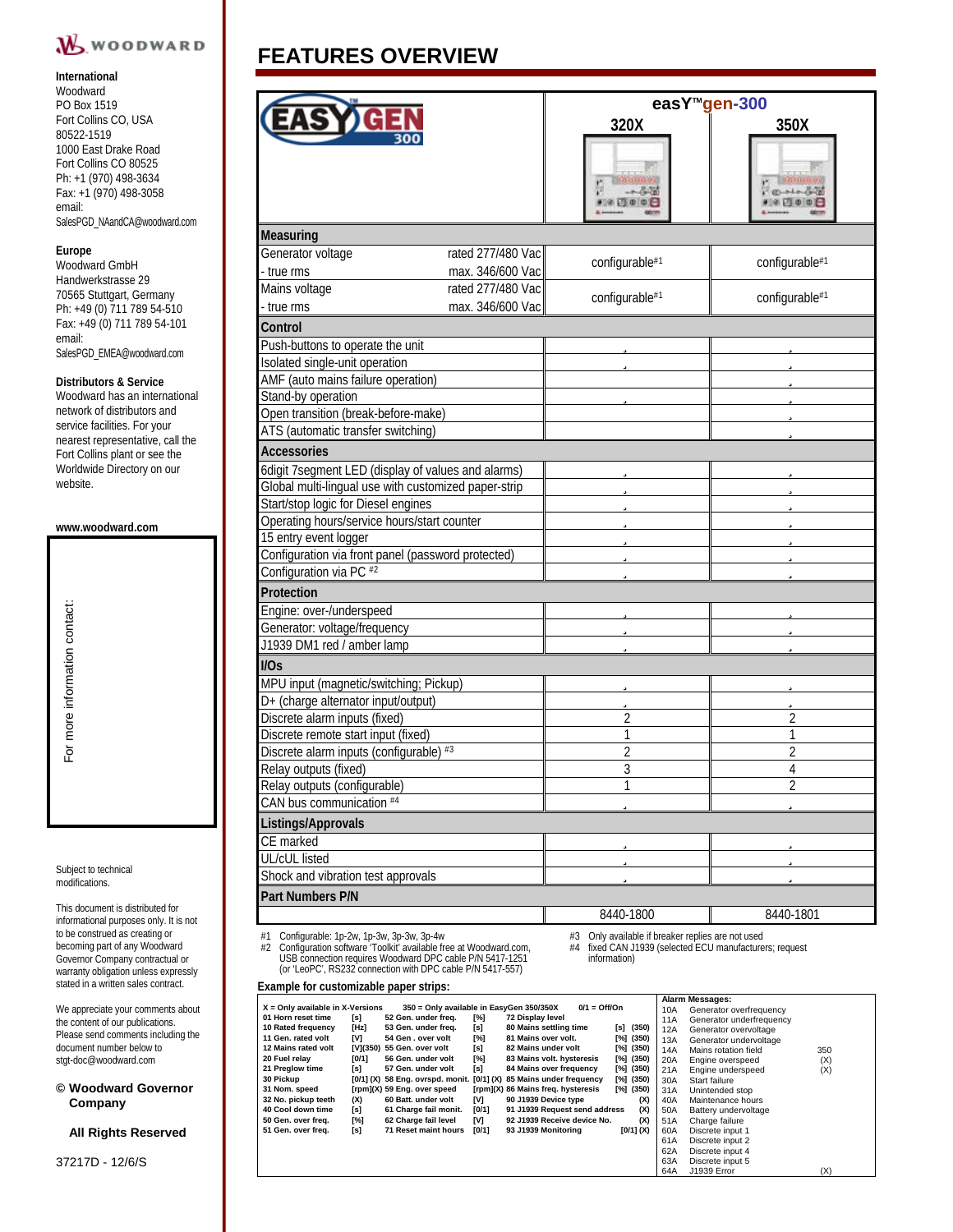**International**
Woodward
PO Box 1519
Fort Collins CO, USA
80522-1519
1000 East Drake Road
Fort Collins CO 80525
Ph: +1 (970) 498-3634
Fax: +1 (970) 498-3058
email:
SalesPGD_NAandCA@woodward.com

**Europe**
Woodward GmbH
Handwerkstrasse 29
70565 Stuttgart, Germany
Ph: +49 (0) 711 789 54-510
Fax: +49 (0) 711 789 54-101
email:
SalesPGD_EMEA@woodward.com

**Distributors & Service**
Woodward has an international network of distributors and service facilities. For your nearest representative, call the Fort Collins plant or see the Worldwide Directory on our website.

**www.woodward.com**

For more information contact:

Subject to technical modifications.

This document is distributed for informational purposes only. It is not to be construed as creating or becoming part of any Woodward Governor Company contractual or warranty obligation unless expressly stated in a written sales contract.

We appreciate your comments about the content of our publications. Please send comments including the document number below to stgt-doc@woodward.com

**© Woodward Governor Company**

**All Rights Reserved**

37217D - 12/6/S

# FEATURES OVERVIEW

| EASYGEN 300 | | easY™gen-300 320X | easY™gen-300 350X |
|---|---|---|---|
| **Measuring** | | | |
| Generator voltage - true rms | rated 277/480 Vac, max. 346/600 Vac | configurable[#1] | configurable[#1] |
| Mains voltage - true rms | rated 277/480 Vac, max. 346/600 Vac | configurable[#1] | configurable[#1] |
| **Control** | | | |
| Push-buttons to operate the unit | | ✓ | ✓ |
| Isolated single-unit operation | | ✓ | ✓ |
| AMF (auto mains failure operation) | | | ✓ |
| Stand-by operation | | ✓ | ✓ |
| Open transition (break-before-make) | | | ✓ |
| ATS (automatic transfer switching) | | | ✓ |
| **Accessories** | | | |
| 6digit 7segment LED (display of values and alarms) | | ✓ | ✓ |
| Global multi-lingual use with customized paper-strip | | ✓ | ✓ |
| Start/stop logic for Diesel engines | | ✓ | ✓ |
| Operating hours/service hours/start counter | | ✓ | ✓ |
| 15 entry event logger | | ✓ | ✓ |
| Configuration via front panel (password protected) | | ✓ | ✓ |
| Configuration via PC [#2] | | ✓ | ✓ |
| **Protection** | | | |
| Engine: over-/underspeed | | ✓ | ✓ |
| Generator: voltage/frequency | | ✓ | ✓ |
| J1939 DM1 red / amber lamp | | ✓ | ✓ |
| **I/Os** | | | |
| MPU input (magnetic/switching; Pickup) | | ✓ | ✓ |
| D+ (charge alternator input/output) | | ✓ | ✓ |
| Discrete alarm inputs (fixed) | | 2 | 2 |
| Discrete remote start input (fixed) | | 1 | 1 |
| Discrete alarm inputs (configurable) [#3] | | 2 | 2 |
| Relay outputs (fixed) | | 3 | 4 |
| Relay outputs (configurable) | | 1 | 2 |
| CAN bus communication [#4] | | ✓ | ✓ |
| **Listings/Approvals** | | | |
| CE marked | | ✓ | ✓ |
| UL/cUL listed | | ✓ | ✓ |
| Shock and vibration test approvals | | ✓ | ✓ |
| **Part Numbers P/N** | | | |
| | | 8440-1800 | 8440-1801 |

#1 Configurable: 1p-2w, 1p-3w, 3p-3w, 3p-4w
#2 Configuration software 'Toolkit' available free at Woodward.com, USB connection requires Woodward DPC cable P/N 5417-1251 (or 'LeoPC', RS232 connection with DPC cable P/N 5417-557)
#3 Only available if breaker replies are not used
#4 fixed CAN J1939 (selected ECU manufacturers; request information)

**Example for customizable paper strips:**

X = Only available in X-Versions    350 = Only available in EasyGen 350/350X    0/1 = Off/On

| | | | | | | | |
|---|---|---|---|---|---|---|---|
| 01 Horn reset time | [s] | 52 Gen. under freq. | [%] | 72 Display level | | | |
| 10 Rated frequency | [Hz] | 53 Gen. under freq. | [s] | 80 Mains settling time | [s] | (350) |
| 11 Gen. rated volt | [V] | 54 Gen . over volt | [%] | 81 Mains over volt. | [%] | (350) |
| 12 Mains rated volt | [V](350) | 55 Gen. over volt | [s] | 82 Mains under volt | [%] | (350) |
| 20 Fuel relay | [0/1] | 56 Gen. under volt | [%] | 83 Mains volt. hysteresis | [%] | (350) |
| 21 Preglow time | [s] | 57 Gen. under volt | [s] | 84 Mains over frequency | [%] | (350) |
| 30 Pickup | [0/1] (X) | 58 Eng. ovrspd. monit. | [0/1] (X) | 85 Mains under frequency | [%] | (350) |
| 31 Nom. speed | [rpm](X) | 59 Eng. over speed | [rpm](X) | 86 Mains freq. hysteresis | [%] | (350) |
| 32 No. pickup teeth | (X) | 60 Batt. under volt | [V] | 90 J1939 Device type | | (X) |
| 40 Cool down time | [s] | 61 Charge fail monit. | [0/1] | 91 J1939 Request send address | | (X) |
| 50 Gen. over freq. | [%] | 62 Charge fail level | [V] | 92 J1939 Receive device No. | | (X) |
| 51 Gen. over freq. | [s] | 71 Reset maint hours | [0/1] | 93 J1939 Monitoring | [0/1] | (X) |

**Alarm Messages:**

| | | |
|---|---|---|
| 10A | Generator overfrequency | |
| 11A | Generator underfrequency | |
| 12A | Generator overvoltage | |
| 13A | Generator undervoltage | |
| 14A | Mains rotation field | 350 |
| 20A | Engine overspeed | (X) |
| 21A | Engine underspeed | (X) |
| 30A | Start failure | |
| 31A | Unintended stop | |
| 40A | Maintenance hours | |
| 50A | Battery undervoltage | |
| 51A | Charge failure | |
| 60A | Discrete input 1 | |
| 61A | Discrete input 2 | |
| 62A | Discrete input 4 | |
| 63A | Discrete input 5 | |
| 64A | J1939 Error | (X) |